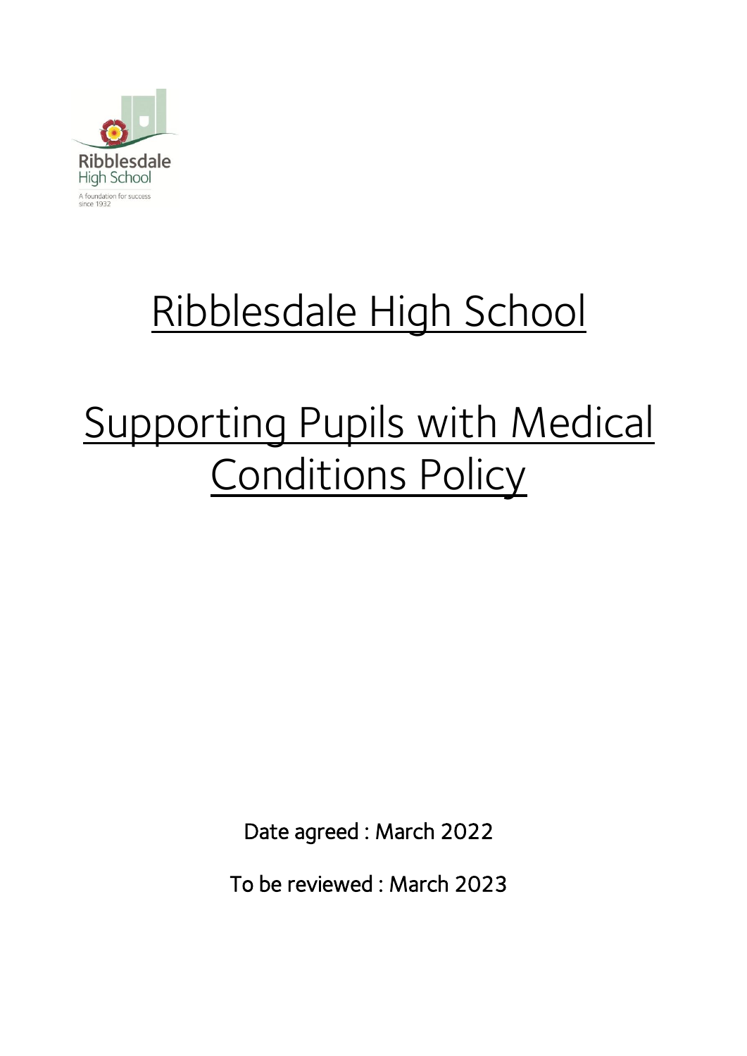Ribblesdale High School

A foundation for success since 1932

# Ribblesdale High School

# Supporting Pupils with Medical Conditions Policy

Date agreed : March 2022

To be reviewed : March 2023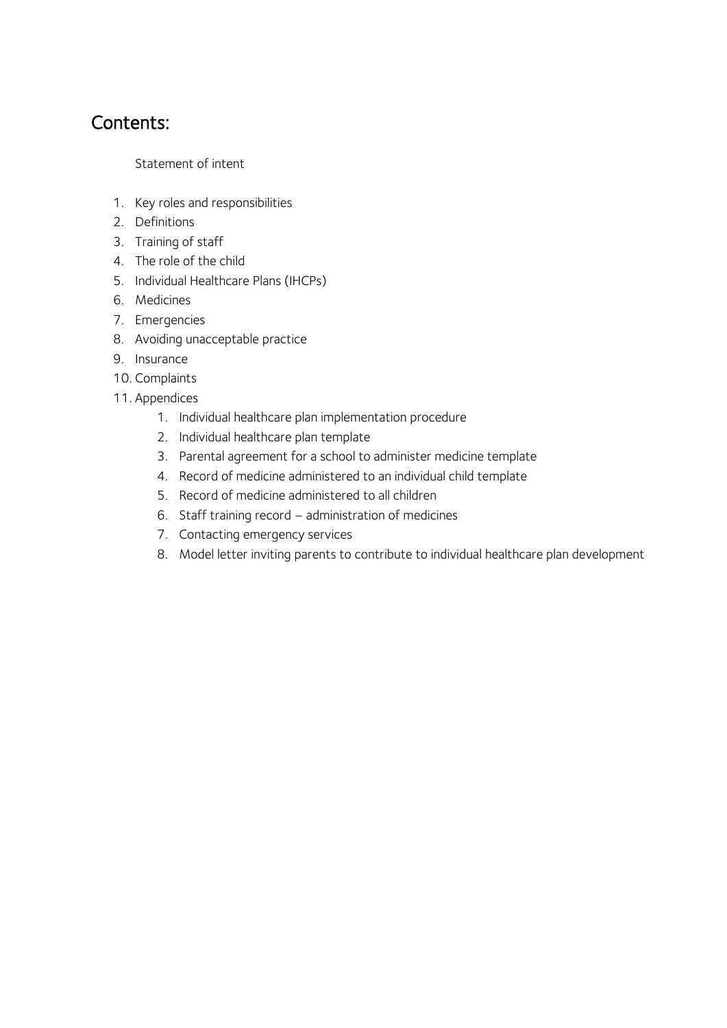## Contents:

Statement of intent

1. Key roles and responsibilities
2. Definitions
3. Training of staff
4. The role of the child
5. Individual Healthcare Plans (IHCPs)
6. Medicines
7. Emergencies
8. Avoiding unacceptable practice
9. Insurance
10. Complaints
11. Appendices
    1. Individual healthcare plan implementation procedure
    2. Individual healthcare plan template
    3. Parental agreement for a school to administer medicine template
    4. Record of medicine administered to an individual child template
    5. Record of medicine administered to all children
    6. Staff training record – administration of medicines
    7. Contacting emergency services
    8. Model letter inviting parents to contribute to individual healthcare plan development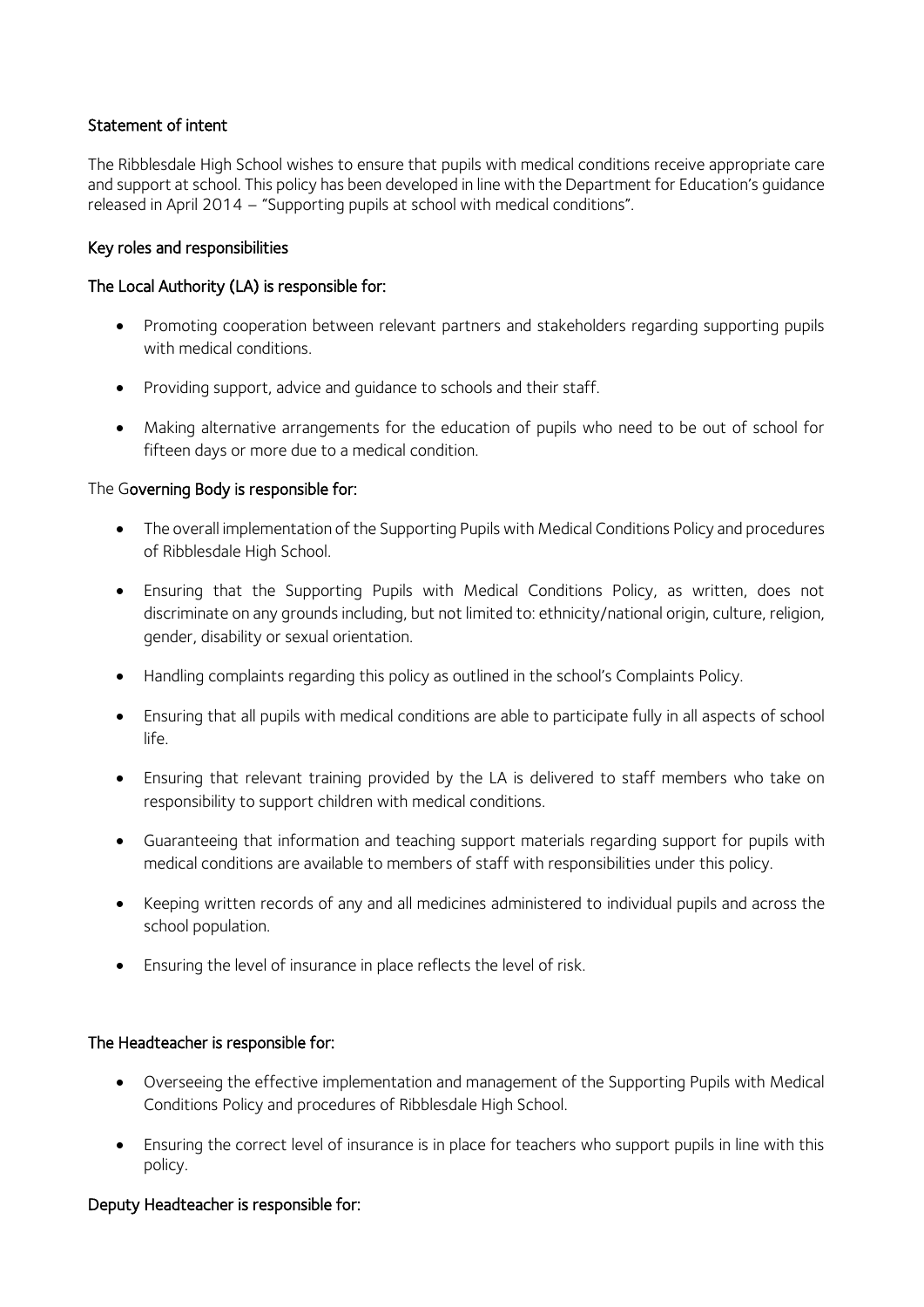## Statement of intent

The Ribblesdale High School wishes to ensure that pupils with medical conditions receive appropriate care and support at school. This policy has been developed in line with the Department for Education's guidance released in April 2014 – "Supporting pupils at school with medical conditions".

## Key roles and responsibilities

### The Local Authority (LA) is responsible for:

- Promoting cooperation between relevant partners and stakeholders regarding supporting pupils with medical conditions.
- Providing support, advice and guidance to schools and their staff.
- Making alternative arrangements for the education of pupils who need to be out of school for fifteen days or more due to a medical condition.

### The Governing Body is responsible for:

- The overall implementation of the Supporting Pupils with Medical Conditions Policy and procedures of Ribblesdale High School.
- Ensuring that the Supporting Pupils with Medical Conditions Policy, as written, does not discriminate on any grounds including, but not limited to: ethnicity/national origin, culture, religion, gender, disability or sexual orientation.
- Handling complaints regarding this policy as outlined in the school's Complaints Policy.
- Ensuring that all pupils with medical conditions are able to participate fully in all aspects of school life.
- Ensuring that relevant training provided by the LA is delivered to staff members who take on responsibility to support children with medical conditions.
- Guaranteeing that information and teaching support materials regarding support for pupils with medical conditions are available to members of staff with responsibilities under this policy.
- Keeping written records of any and all medicines administered to individual pupils and across the school population.
- Ensuring the level of insurance in place reflects the level of risk.

### The Headteacher is responsible for:

- Overseeing the effective implementation and management of the Supporting Pupils with Medical Conditions Policy and procedures of Ribblesdale High School.
- Ensuring the correct level of insurance is in place for teachers who support pupils in line with this policy.

### Deputy Headteacher is responsible for: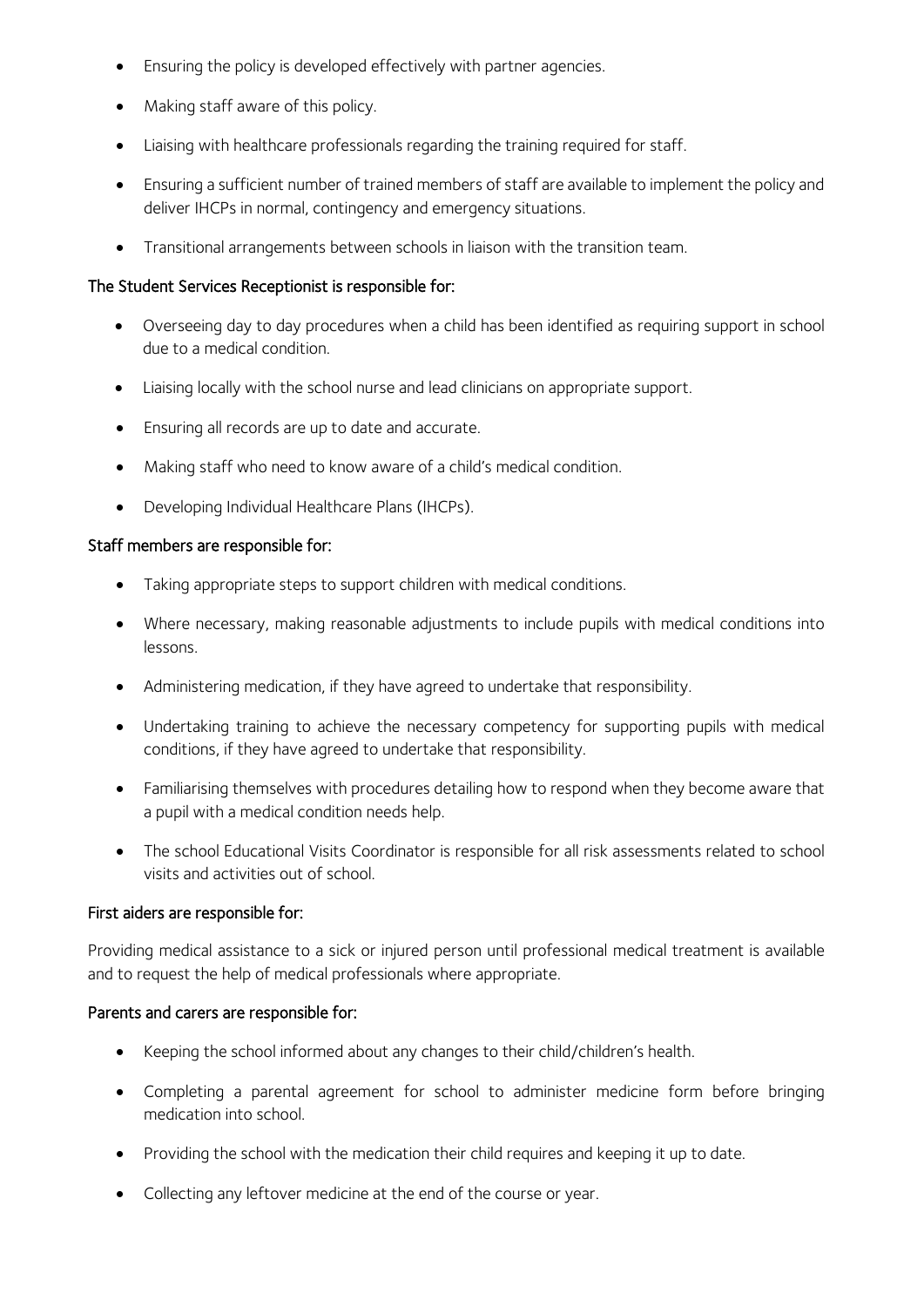- Ensuring the policy is developed effectively with partner agencies.
- Making staff aware of this policy.
- Liaising with healthcare professionals regarding the training required for staff.
- Ensuring a sufficient number of trained members of staff are available to implement the policy and deliver IHCPs in normal, contingency and emergency situations.
- Transitional arrangements between schools in liaison with the transition team.

**The Student Services Receptionist is responsible for:**

- Overseeing day to day procedures when a child has been identified as requiring support in school due to a medical condition.
- Liaising locally with the school nurse and lead clinicians on appropriate support.
- Ensuring all records are up to date and accurate.
- Making staff who need to know aware of a child's medical condition.
- Developing Individual Healthcare Plans (IHCPs).

**Staff members are responsible for:**

- Taking appropriate steps to support children with medical conditions.
- Where necessary, making reasonable adjustments to include pupils with medical conditions into lessons.
- Administering medication, if they have agreed to undertake that responsibility.
- Undertaking training to achieve the necessary competency for supporting pupils with medical conditions, if they have agreed to undertake that responsibility.
- Familiarising themselves with procedures detailing how to respond when they become aware that a pupil with a medical condition needs help.
- The school Educational Visits Coordinator is responsible for all risk assessments related to school visits and activities out of school.

**First aiders are responsible for:**

Providing medical assistance to a sick or injured person until professional medical treatment is available and to request the help of medical professionals where appropriate.

**Parents and carers are responsible for:**

- Keeping the school informed about any changes to their child/children's health.
- Completing a parental agreement for school to administer medicine form before bringing medication into school.
- Providing the school with the medication their child requires and keeping it up to date.
- Collecting any leftover medicine at the end of the course or year.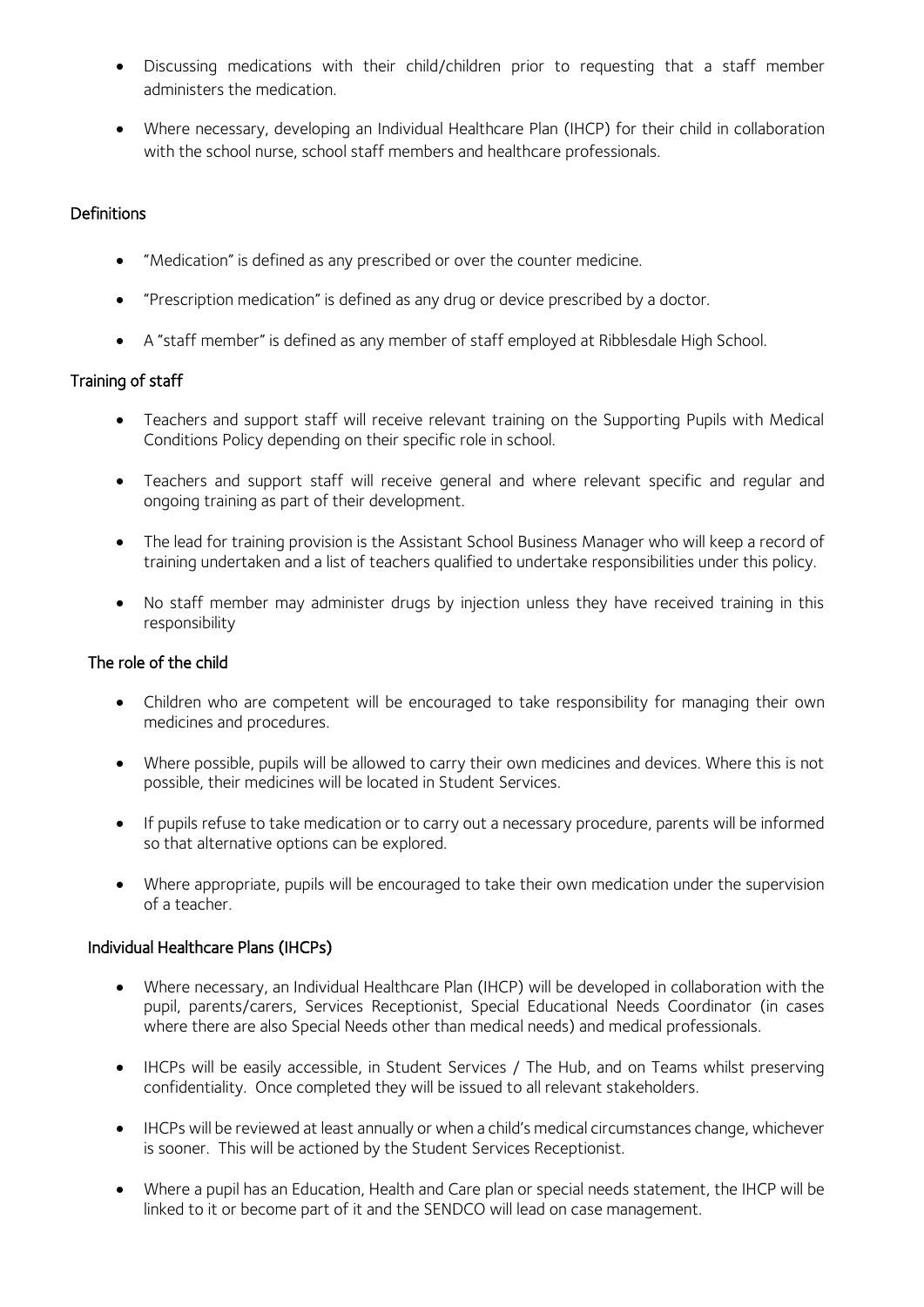- Discussing medications with their child/children prior to requesting that a staff member administers the medication.
- Where necessary, developing an Individual Healthcare Plan (IHCP) for their child in collaboration with the school nurse, school staff members and healthcare professionals.

## Definitions

- "Medication" is defined as any prescribed or over the counter medicine.
- "Prescription medication" is defined as any drug or device prescribed by a doctor.
- A "staff member" is defined as any member of staff employed at Ribblesdale High School.

## Training of staff

- Teachers and support staff will receive relevant training on the Supporting Pupils with Medical Conditions Policy depending on their specific role in school.
- Teachers and support staff will receive general and where relevant specific and regular and ongoing training as part of their development.
- The lead for training provision is the Assistant School Business Manager who will keep a record of training undertaken and a list of teachers qualified to undertake responsibilities under this policy.
- No staff member may administer drugs by injection unless they have received training in this responsibility

## The role of the child

- Children who are competent will be encouraged to take responsibility for managing their own medicines and procedures.
- Where possible, pupils will be allowed to carry their own medicines and devices. Where this is not possible, their medicines will be located in Student Services.
- If pupils refuse to take medication or to carry out a necessary procedure, parents will be informed so that alternative options can be explored.
- Where appropriate, pupils will be encouraged to take their own medication under the supervision of a teacher.

## Individual Healthcare Plans (IHCPs)

- Where necessary, an Individual Healthcare Plan (IHCP) will be developed in collaboration with the pupil, parents/carers, Services Receptionist, Special Educational Needs Coordinator (in cases where there are also Special Needs other than medical needs) and medical professionals.
- IHCPs will be easily accessible, in Student Services / The Hub, and on Teams whilst preserving confidentiality. Once completed they will be issued to all relevant stakeholders.
- IHCPs will be reviewed at least annually or when a child's medical circumstances change, whichever is sooner. This will be actioned by the Student Services Receptionist.
- Where a pupil has an Education, Health and Care plan or special needs statement, the IHCP will be linked to it or become part of it and the SENDCO will lead on case management.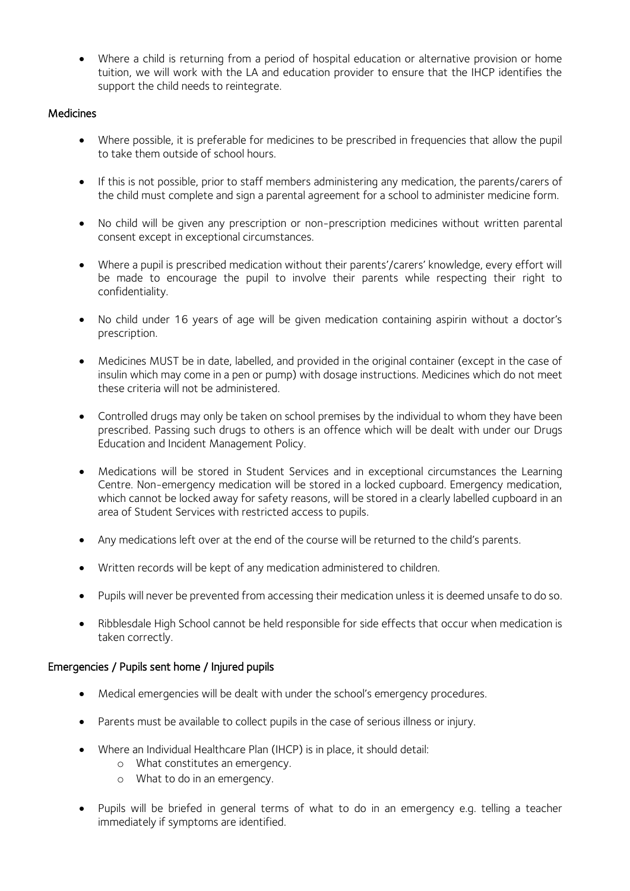- Where a child is returning from a period of hospital education or alternative provision or home tuition, we will work with the LA and education provider to ensure that the IHCP identifies the support the child needs to reintegrate.

### Medicines

- Where possible, it is preferable for medicines to be prescribed in frequencies that allow the pupil to take them outside of school hours.
- If this is not possible, prior to staff members administering any medication, the parents/carers of the child must complete and sign a parental agreement for a school to administer medicine form.
- No child will be given any prescription or non-prescription medicines without written parental consent except in exceptional circumstances.
- Where a pupil is prescribed medication without their parents'/carers' knowledge, every effort will be made to encourage the pupil to involve their parents while respecting their right to confidentiality.
- No child under 16 years of age will be given medication containing aspirin without a doctor's prescription.
- Medicines MUST be in date, labelled, and provided in the original container (except in the case of insulin which may come in a pen or pump) with dosage instructions. Medicines which do not meet these criteria will not be administered.
- Controlled drugs may only be taken on school premises by the individual to whom they have been prescribed. Passing such drugs to others is an offence which will be dealt with under our Drugs Education and Incident Management Policy.
- Medications will be stored in Student Services and in exceptional circumstances the Learning Centre. Non-emergency medication will be stored in a locked cupboard. Emergency medication, which cannot be locked away for safety reasons, will be stored in a clearly labelled cupboard in an area of Student Services with restricted access to pupils.
- Any medications left over at the end of the course will be returned to the child's parents.
- Written records will be kept of any medication administered to children.
- Pupils will never be prevented from accessing their medication unless it is deemed unsafe to do so.
- Ribblesdale High School cannot be held responsible for side effects that occur when medication is taken correctly.

### Emergencies / Pupils sent home / Injured pupils

- Medical emergencies will be dealt with under the school's emergency procedures.
- Parents must be available to collect pupils in the case of serious illness or injury.
- Where an Individual Healthcare Plan (IHCP) is in place, it should detail:
  - What constitutes an emergency.
  - What to do in an emergency.
- Pupils will be briefed in general terms of what to do in an emergency e.g. telling a teacher immediately if symptoms are identified.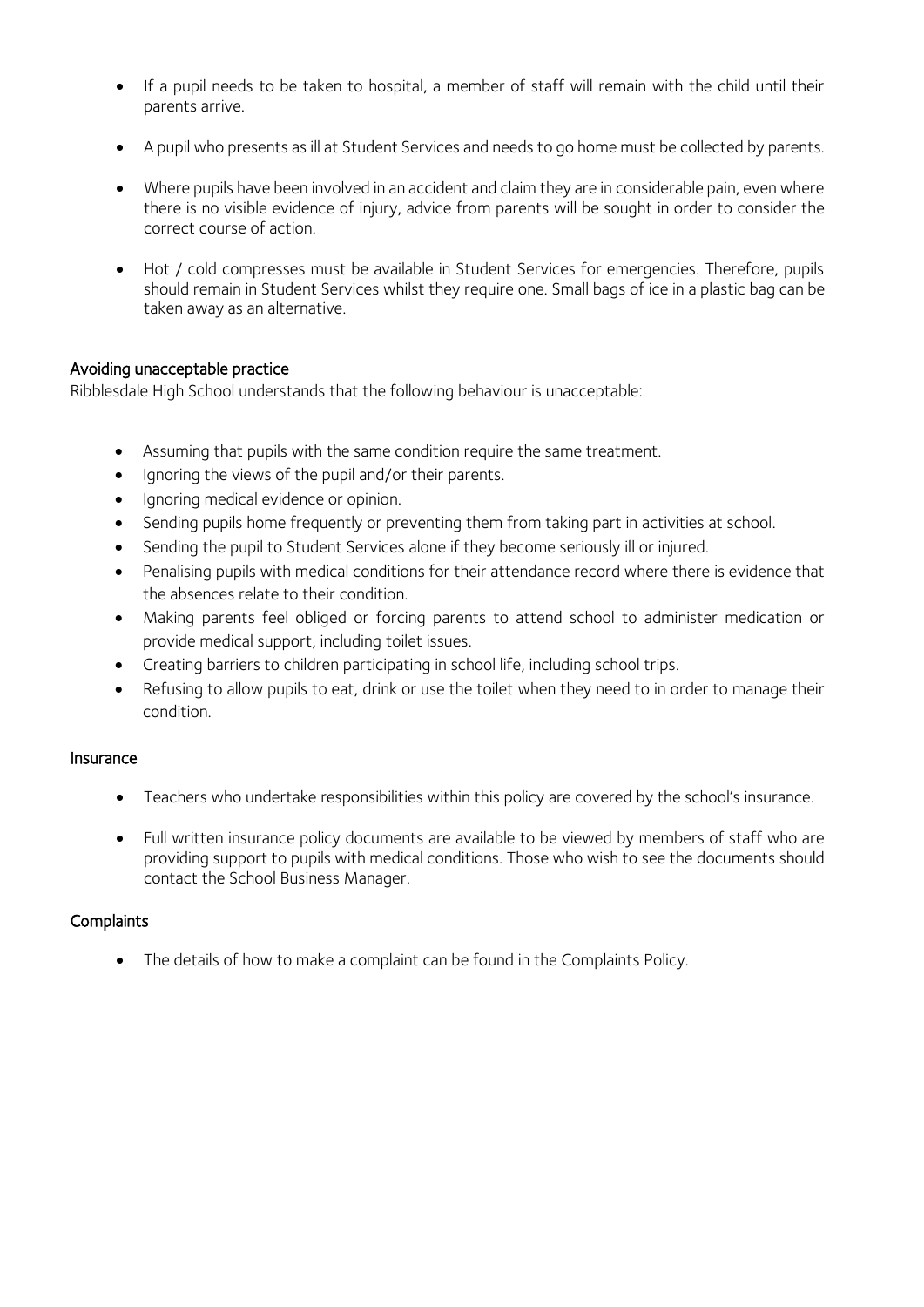- If a pupil needs to be taken to hospital, a member of staff will remain with the child until their parents arrive.

- A pupil who presents as ill at Student Services and needs to go home must be collected by parents.

- Where pupils have been involved in an accident and claim they are in considerable pain, even where there is no visible evidence of injury, advice from parents will be sought in order to consider the correct course of action.

- Hot / cold compresses must be available in Student Services for emergencies. Therefore, pupils should remain in Student Services whilst they require one. Small bags of ice in a plastic bag can be taken away as an alternative.

## Avoiding unacceptable practice

Ribblesdale High School understands that the following behaviour is unacceptable:

- Assuming that pupils with the same condition require the same treatment.
- Ignoring the views of the pupil and/or their parents.
- Ignoring medical evidence or opinion.
- Sending pupils home frequently or preventing them from taking part in activities at school.
- Sending the pupil to Student Services alone if they become seriously ill or injured.
- Penalising pupils with medical conditions for their attendance record where there is evidence that the absences relate to their condition.
- Making parents feel obliged or forcing parents to attend school to administer medication or provide medical support, including toilet issues.
- Creating barriers to children participating in school life, including school trips.
- Refusing to allow pupils to eat, drink or use the toilet when they need to in order to manage their condition.

## Insurance

- Teachers who undertake responsibilities within this policy are covered by the school's insurance.

- Full written insurance policy documents are available to be viewed by members of staff who are providing support to pupils with medical conditions. Those who wish to see the documents should contact the School Business Manager.

## Complaints

- The details of how to make a complaint can be found in the Complaints Policy.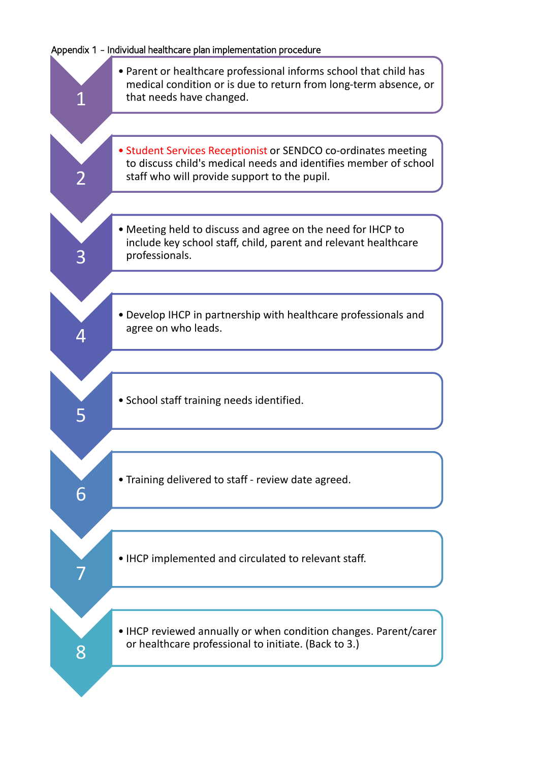Appendix 1 – Individual healthcare plan implementation procedure

1. Parent or healthcare professional informs school that child has medical condition or is due to return from long-term absence, or that needs have changed.
2. Student Services Receptionist or SENDCO co-ordinates meeting to discuss child's medical needs and identifies member of school staff who will provide support to the pupil.
3. Meeting held to discuss and agree on the need for IHCP to include key school staff, child, parent and relevant healthcare professionals.
4. Develop IHCP in partnership with healthcare professionals and agree on who leads.
5. School staff training needs identified.
6. Training delivered to staff - review date agreed.
7. IHCP implemented and circulated to relevant staff.
8. IHCP reviewed annually or when condition changes. Parent/carer or healthcare professional to initiate. (Back to 3.)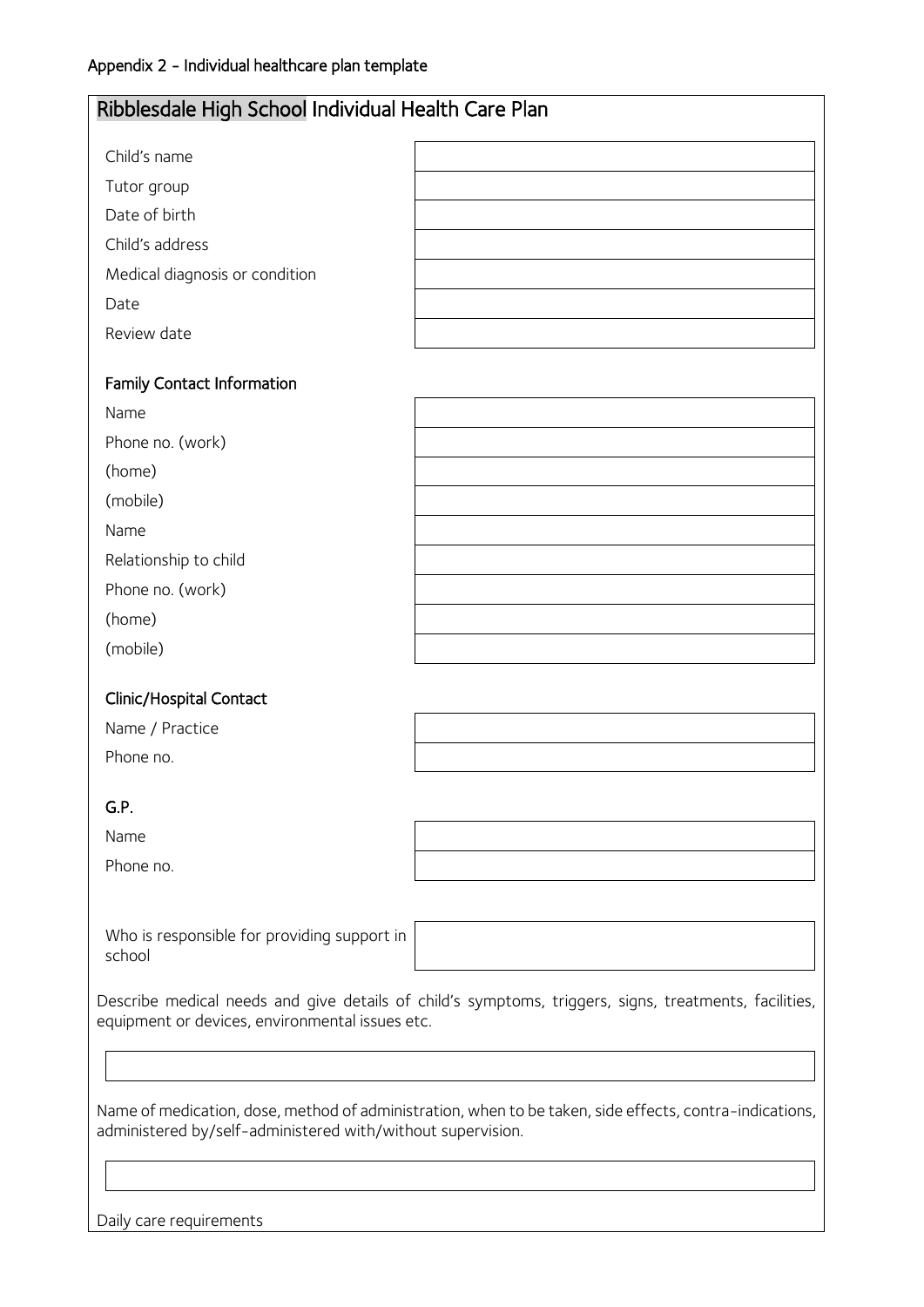Appendix 2 - Individual healthcare plan template

## Ribblesdale High School Individual Health Care Plan

| | |
|---|---|
| Child's name | |
| Tutor group | |
| Date of birth | |
| Child's address | |
| Medical diagnosis or condition | |
| Date | |
| Review date | |

### Family Contact Information

| | |
|---|---|
| Name | |
| Phone no. (work) | |
| (home) | |
| (mobile) | |
| Name | |
| Relationship to child | |
| Phone no. (work) | |
| (home) | |
| (mobile) | |

### Clinic/Hospital Contact

| | |
|---|---|
| Name / Practice | |
| Phone no. | |

### G.P.

| | |
|---|---|
| Name | |
| Phone no. | |

| | |
|---|---|
| Who is responsible for providing support in school | |

Describe medical needs and give details of child's symptoms, triggers, signs, treatments, facilities, equipment or devices, environmental issues etc.

| |
|---|
| |

Name of medication, dose, method of administration, when to be taken, side effects, contra-indications, administered by/self-administered with/without supervision.

| |
|---|
| |

Daily care requirements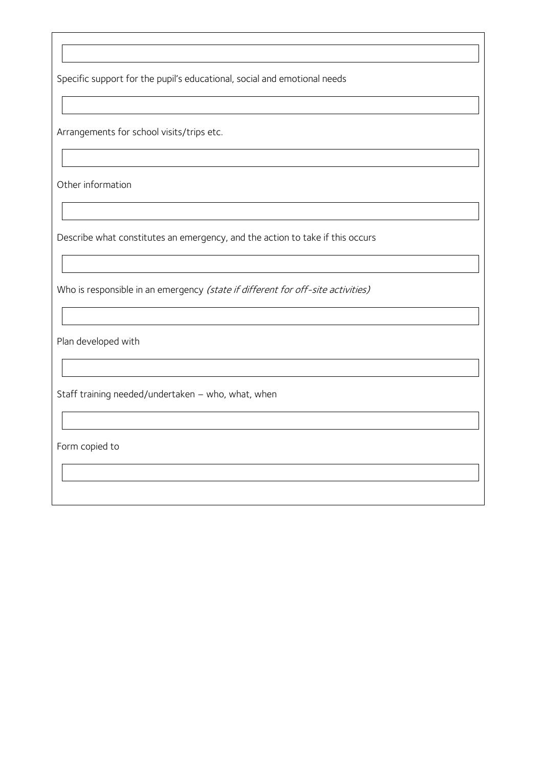Specific support for the pupil's educational, social and emotional needs

Arrangements for school visits/trips etc.

Other information

Describe what constitutes an emergency, and the action to take if this occurs

Who is responsible in an emergency *(state if different for off-site activities)*

Plan developed with

Staff training needed/undertaken – who, what, when

Form copied to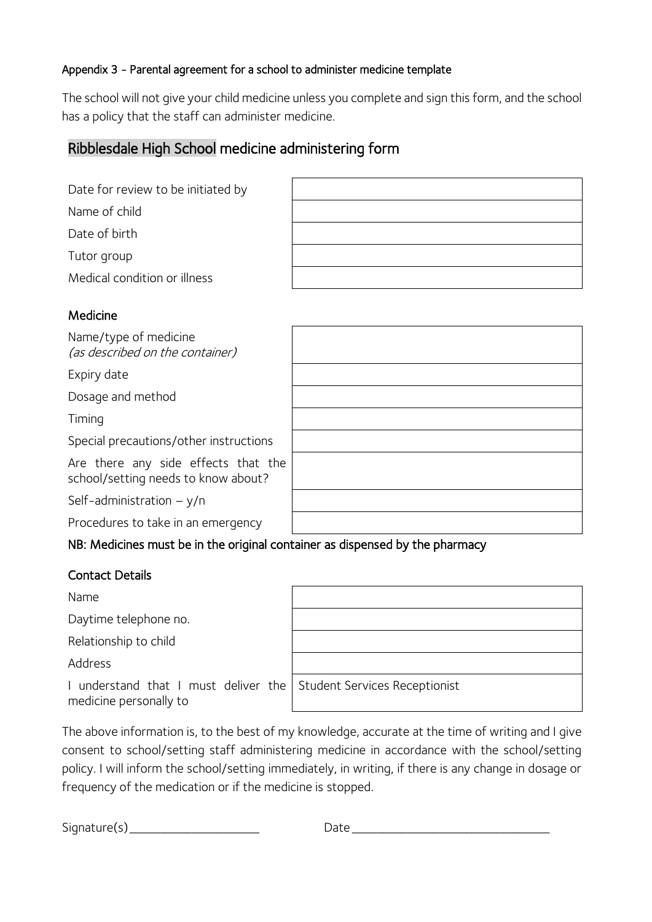Appendix 3 - Parental agreement for a school to administer medicine template

The school will not give your child medicine unless you complete and sign this form, and the school has a policy that the staff can administer medicine.

## Ribblesdale High School medicine administering form

| | |
|---|---|
| Date for review to be initiated by | |
| Name of child | |
| Date of birth | |
| Tutor group | |
| Medical condition or illness | |

### Medicine

| | |
|---|---|
| Name/type of medicine *(as described on the container)* | |
| Expiry date | |
| Dosage and method | |
| Timing | |
| Special precautions/other instructions | |
| Are there any side effects that the school/setting needs to know about? | |
| Self-administration – y/n | |
| Procedures to take in an emergency | |

NB: Medicines must be in the original container as dispensed by the pharmacy

### Contact Details

| | |
|---|---|
| Name | |
| Daytime telephone no. | |
| Relationship to child | |
| Address | |
| I understand that I must deliver the medicine personally to | Student Services Receptionist |

The above information is, to the best of my knowledge, accurate at the time of writing and I give consent to school/setting staff administering medicine in accordance with the school/setting policy. I will inform the school/setting immediately, in writing, if there is any change in dosage or frequency of the medication or if the medicine is stopped.

Signature(s) ____________________ Date ______________________________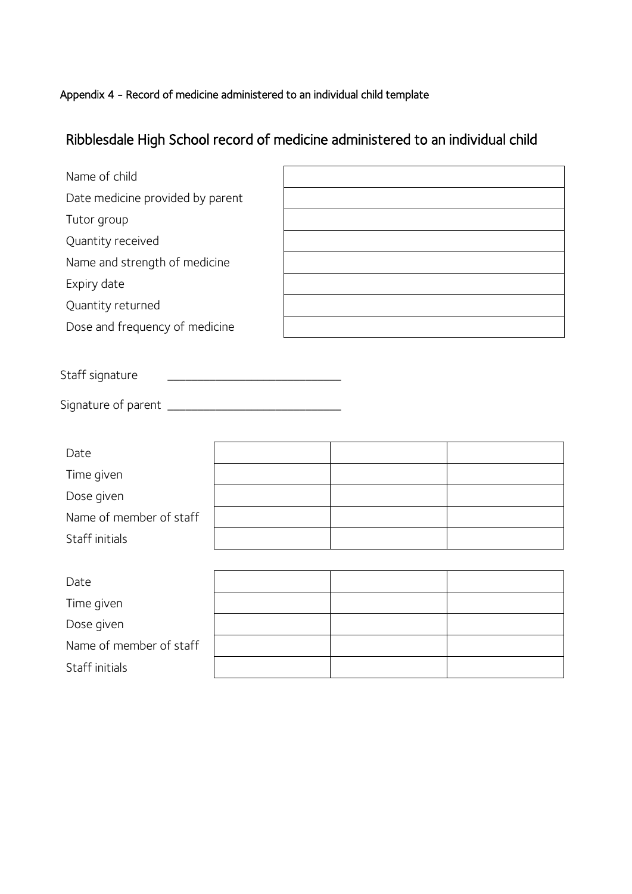Appendix 4 - Record of medicine administered to an individual child template

## Ribblesdale High School record of medicine administered to an individual child

| | |
|---|---|
| Name of child | |
| Date medicine provided by parent | |
| Tutor group | |
| Quantity received | |
| Name and strength of medicine | |
| Expiry date | |
| Quantity returned | |
| Dose and frequency of medicine | |

Staff signature ____________________________

Signature of parent ____________________________

| | | | |
|---|---|---|---|
| Date | | | |
| Time given | | | |
| Dose given | | | |
| Name of member of staff | | | |
| Staff initials | | | |

| | | | |
|---|---|---|---|
| Date | | | |
| Time given | | | |
| Dose given | | | |
| Name of member of staff | | | |
| Staff initials | | | |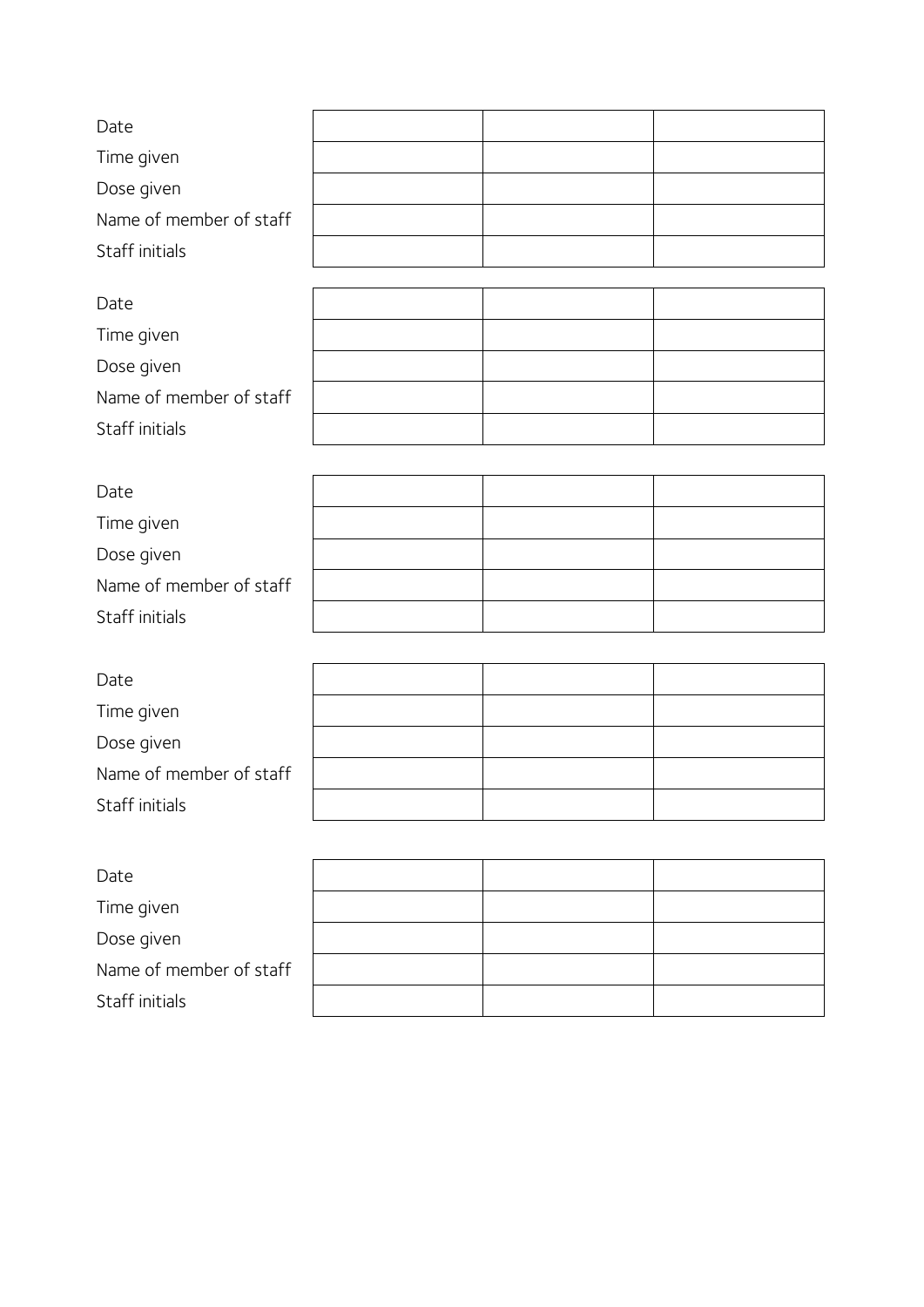| Date | | | |
|---|---|---|---|
| Time given | | | |
| Dose given | | | |
| Name of member of staff | | | |
| Staff initials | | | |

| Date | | | |
|---|---|---|---|
| Time given | | | |
| Dose given | | | |
| Name of member of staff | | | |
| Staff initials | | | |

| Date | | | |
|---|---|---|---|
| Time given | | | |
| Dose given | | | |
| Name of member of staff | | | |
| Staff initials | | | |

| Date | | | |
|---|---|---|---|
| Time given | | | |
| Dose given | | | |
| Name of member of staff | | | |
| Staff initials | | | |

| Date | | | |
|---|---|---|---|
| Time given | | | |
| Dose given | | | |
| Name of member of staff | | | |
| Staff initials | | | |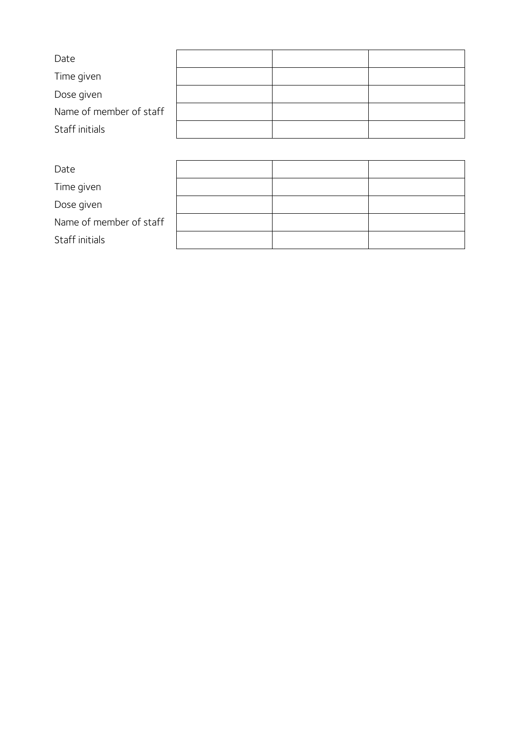| | | | |
|---|---|---|---|
| Date | | | |
| Time given | | | |
| Dose given | | | |
| Name of member of staff | | | |
| Staff initials | | | |

| | | | |
|---|---|---|---|
| Date | | | |
| Time given | | | |
| Dose given | | | |
| Name of member of staff | | | |
| Staff initials | | | |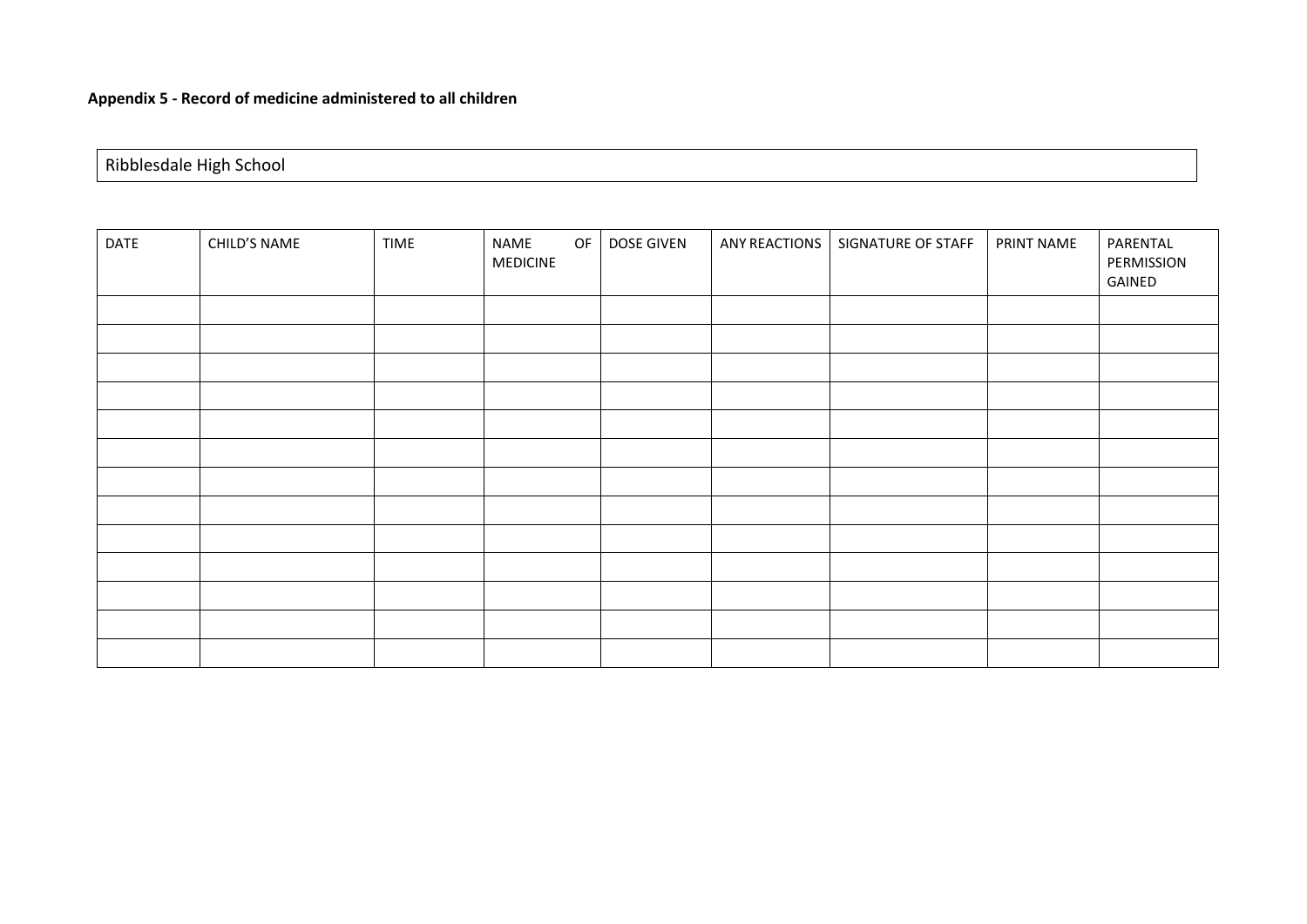**Appendix 5 - Record of medicine administered to all children**

Ribblesdale High School

| DATE | CHILD'S NAME | TIME | NAME OF MEDICINE | DOSE GIVEN | ANY REACTIONS | SIGNATURE OF STAFF | PRINT NAME | PARENTAL PERMISSION GAINED |
|---|---|---|---|---|---|---|---|---|
| | | | | | | | | |
| | | | | | | | | |
| | | | | | | | | |
| | | | | | | | | |
| | | | | | | | | |
| | | | | | | | | |
| | | | | | | | | |
| | | | | | | | | |
| | | | | | | | | |
| | | | | | | | | |
| | | | | | | | | |
| | | | | | | | | |
| | | | | | | | | |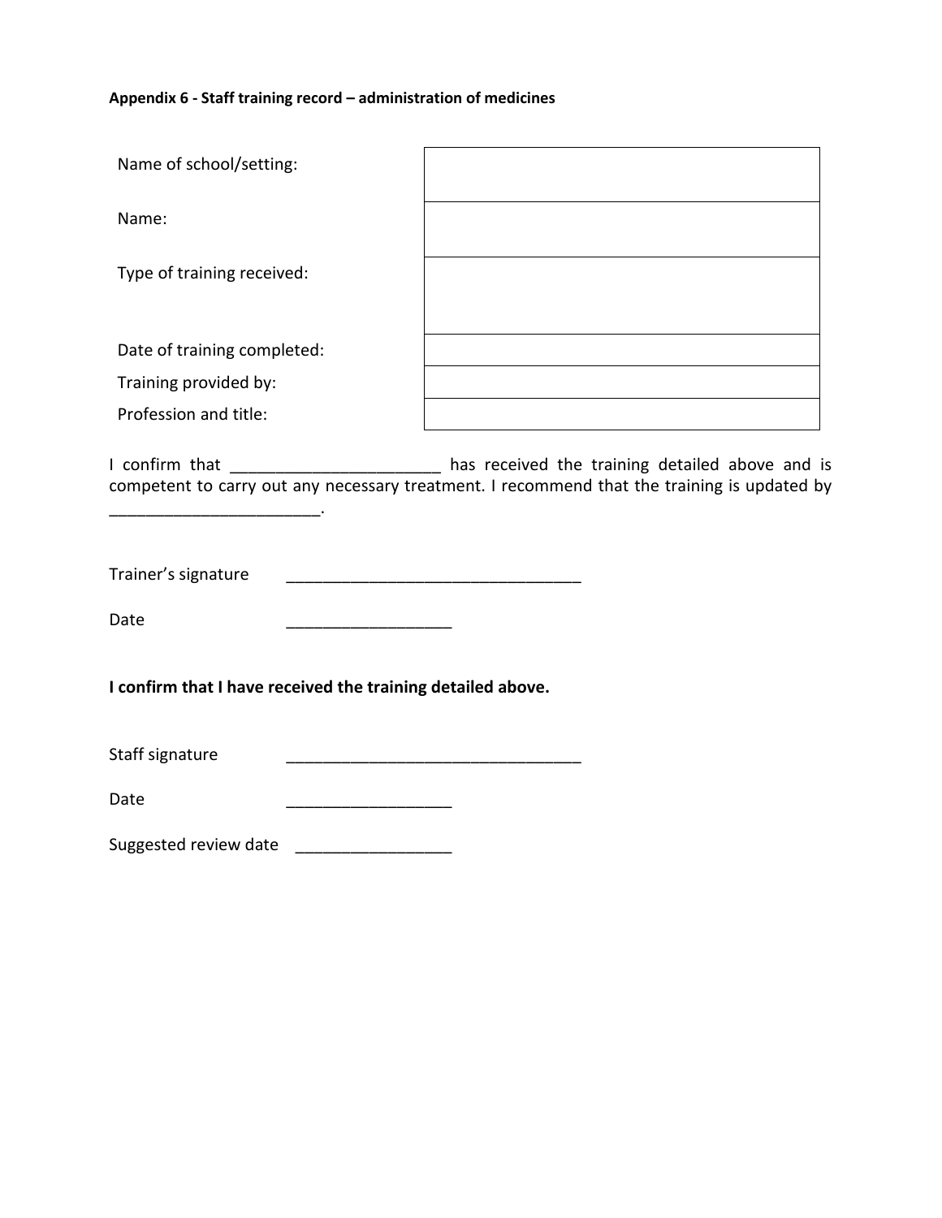**Appendix 6 - Staff training record – administration of medicines**

| | |
|---|---|
| Name of school/setting: | |
| Name: | |
| Type of training received: | |
| Date of training completed: | |
| Training provided by: | |
| Profession and title: | |

I confirm that _______________________ has received the training detailed above and is competent to carry out any necessary treatment. I recommend that the training is updated by _______________________.

Trainer's signature _________________________________

Date __________________

**I confirm that I have received the training detailed above.**

Staff signature _________________________________

Date __________________

Suggested review date _________________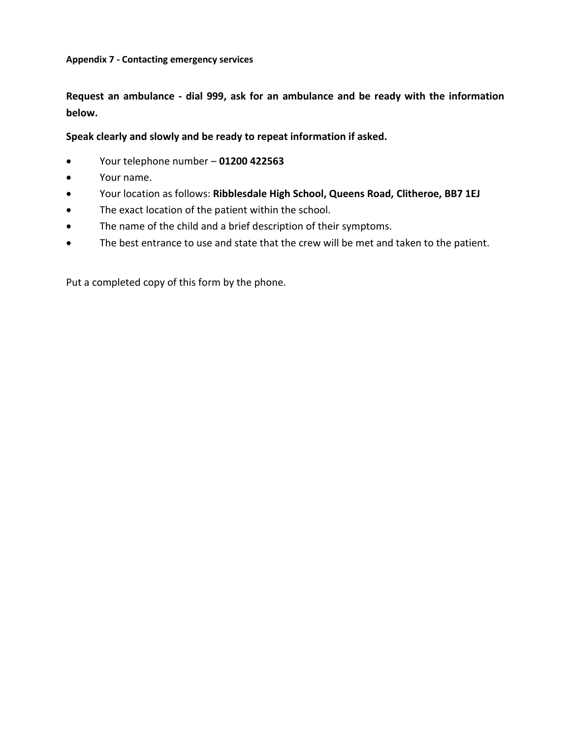**Appendix 7 - Contacting emergency services**

**Request an ambulance - dial 999, ask for an ambulance and be ready with the information below.**

**Speak clearly and slowly and be ready to repeat information if asked.**

- Your telephone number – **01200 422563**
- Your name.
- Your location as follows: **Ribblesdale High School, Queens Road, Clitheroe, BB7 1EJ**
- The exact location of the patient within the school.
- The name of the child and a brief description of their symptoms.
- The best entrance to use and state that the crew will be met and taken to the patient.

Put a completed copy of this form by the phone.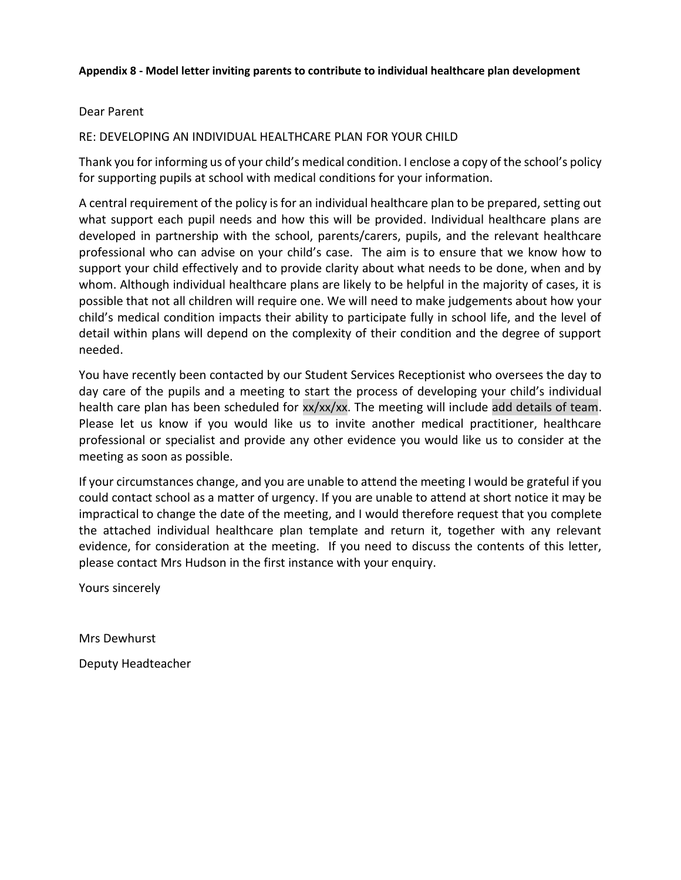**Appendix 8 - Model letter inviting parents to contribute to individual healthcare plan development**

Dear Parent

RE: DEVELOPING AN INDIVIDUAL HEALTHCARE PLAN FOR YOUR CHILD

Thank you for informing us of your child's medical condition. I enclose a copy of the school's policy for supporting pupils at school with medical conditions for your information.

A central requirement of the policy is for an individual healthcare plan to be prepared, setting out what support each pupil needs and how this will be provided. Individual healthcare plans are developed in partnership with the school, parents/carers, pupils, and the relevant healthcare professional who can advise on your child's case. The aim is to ensure that we know how to support your child effectively and to provide clarity about what needs to be done, when and by whom. Although individual healthcare plans are likely to be helpful in the majority of cases, it is possible that not all children will require one. We will need to make judgements about how your child's medical condition impacts their ability to participate fully in school life, and the level of detail within plans will depend on the complexity of their condition and the degree of support needed.

You have recently been contacted by our Student Services Receptionist who oversees the day to day care of the pupils and a meeting to start the process of developing your child's individual health care plan has been scheduled for xx/xx/xx. The meeting will include add details of team. Please let us know if you would like us to invite another medical practitioner, healthcare professional or specialist and provide any other evidence you would like us to consider at the meeting as soon as possible.

If your circumstances change, and you are unable to attend the meeting I would be grateful if you could contact school as a matter of urgency. If you are unable to attend at short notice it may be impractical to change the date of the meeting, and I would therefore request that you complete the attached individual healthcare plan template and return it, together with any relevant evidence, for consideration at the meeting. If you need to discuss the contents of this letter, please contact Mrs Hudson in the first instance with your enquiry.

Yours sincerely

Mrs Dewhurst

Deputy Headteacher